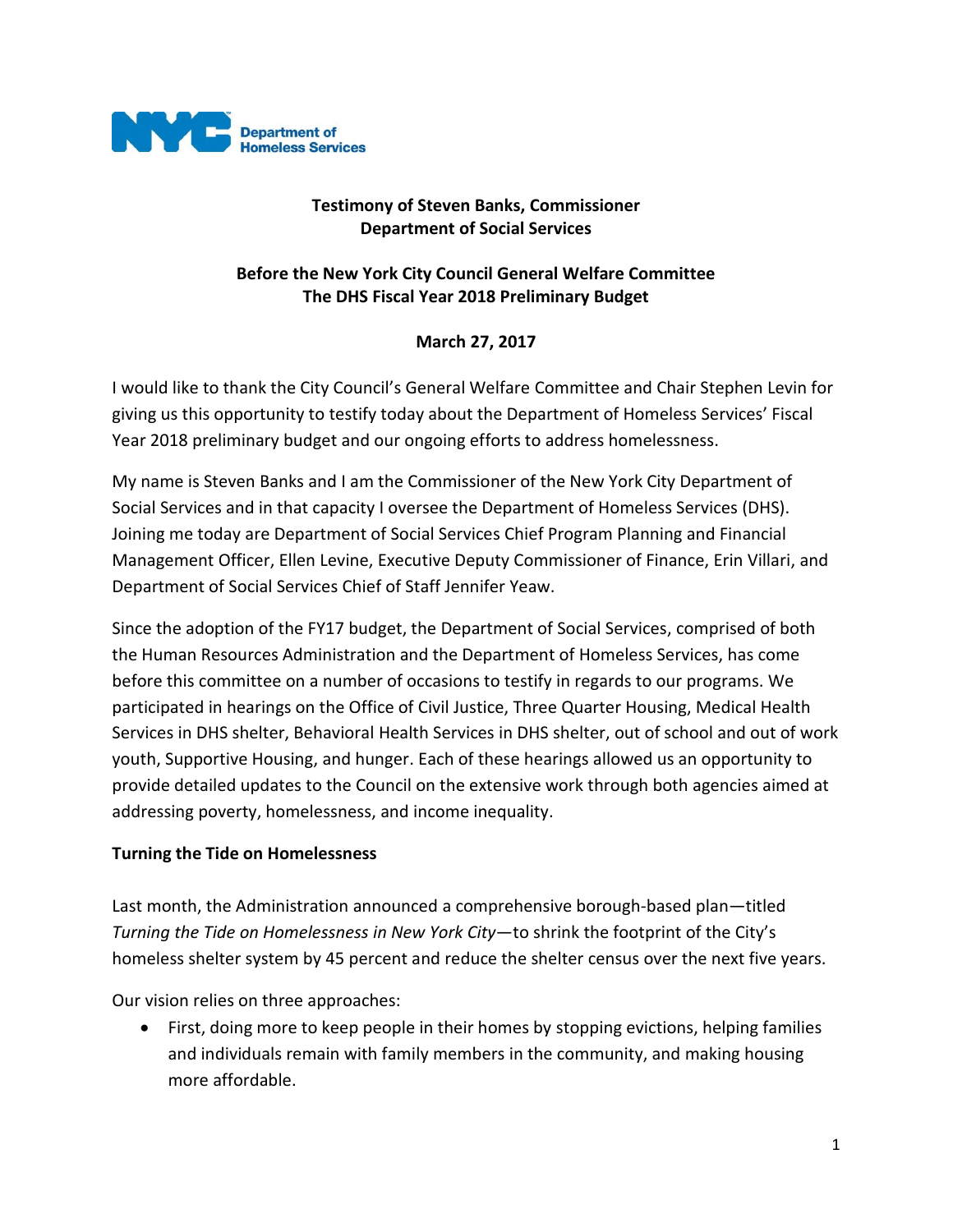NYC Department of Homeless Services

**Testimony of Steven Banks, Commissioner**
**Department of Social Services**

**Before the New York City Council General Welfare Committee**
**The DHS Fiscal Year 2018 Preliminary Budget**

**March 27, 2017**

I would like to thank the City Council's General Welfare Committee and Chair Stephen Levin for giving us this opportunity to testify today about the Department of Homeless Services' Fiscal Year 2018 preliminary budget and our ongoing efforts to address homelessness.

My name is Steven Banks and I am the Commissioner of the New York City Department of Social Services and in that capacity I oversee the Department of Homeless Services (DHS). Joining me today are Department of Social Services Chief Program Planning and Financial Management Officer, Ellen Levine, Executive Deputy Commissioner of Finance, Erin Villari, and Department of Social Services Chief of Staff Jennifer Yeaw.

Since the adoption of the FY17 budget, the Department of Social Services, comprised of both the Human Resources Administration and the Department of Homeless Services, has come before this committee on a number of occasions to testify in regards to our programs. We participated in hearings on the Office of Civil Justice, Three Quarter Housing, Medical Health Services in DHS shelter, Behavioral Health Services in DHS shelter, out of school and out of work youth, Supportive Housing, and hunger. Each of these hearings allowed us an opportunity to provide detailed updates to the Council on the extensive work through both agencies aimed at addressing poverty, homelessness, and income inequality.

**Turning the Tide on Homelessness**

Last month, the Administration announced a comprehensive borough-based plan—titled *Turning the Tide on Homelessness in New York City*—to shrink the footprint of the City's homeless shelter system by 45 percent and reduce the shelter census over the next five years.

Our vision relies on three approaches:

- First, doing more to keep people in their homes by stopping evictions, helping families and individuals remain with family members in the community, and making housing more affordable.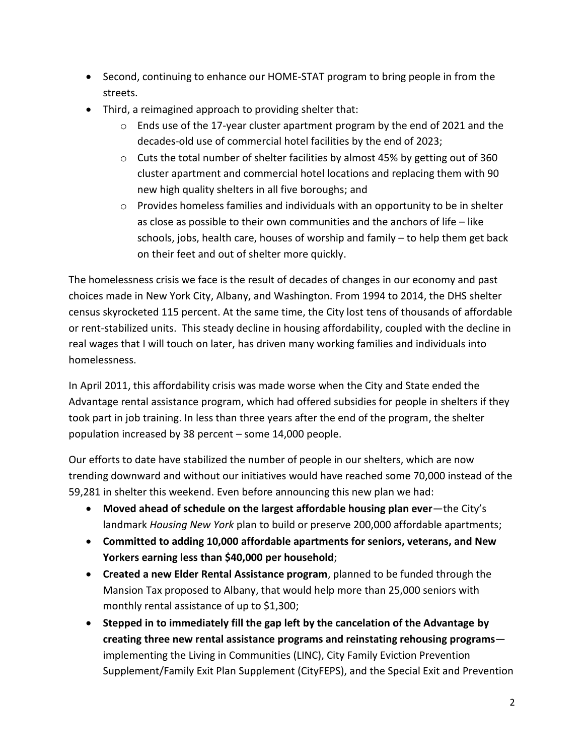- Second, continuing to enhance our HOME-STAT program to bring people in from the streets.
- Third, a reimagined approach to providing shelter that:
  - Ends use of the 17-year cluster apartment program by the end of 2021 and the decades-old use of commercial hotel facilities by the end of 2023;
  - Cuts the total number of shelter facilities by almost 45% by getting out of 360 cluster apartment and commercial hotel locations and replacing them with 90 new high quality shelters in all five boroughs; and
  - Provides homeless families and individuals with an opportunity to be in shelter as close as possible to their own communities and the anchors of life – like schools, jobs, health care, houses of worship and family – to help them get back on their feet and out of shelter more quickly.

The homelessness crisis we face is the result of decades of changes in our economy and past choices made in New York City, Albany, and Washington. From 1994 to 2014, the DHS shelter census skyrocketed 115 percent. At the same time, the City lost tens of thousands of affordable or rent-stabilized units. This steady decline in housing affordability, coupled with the decline in real wages that I will touch on later, has driven many working families and individuals into homelessness.

In April 2011, this affordability crisis was made worse when the City and State ended the Advantage rental assistance program, which had offered subsidies for people in shelters if they took part in job training. In less than three years after the end of the program, the shelter population increased by 38 percent – some 14,000 people.

Our efforts to date have stabilized the number of people in our shelters, which are now trending downward and without our initiatives would have reached some 70,000 instead of the 59,281 in shelter this weekend. Even before announcing this new plan we had:

- **Moved ahead of schedule on the largest affordable housing plan ever**—the City's landmark *Housing New York* plan to build or preserve 200,000 affordable apartments;
- **Committed to adding 10,000 affordable apartments for seniors, veterans, and New Yorkers earning less than $40,000 per household**;
- **Created a new Elder Rental Assistance program**, planned to be funded through the Mansion Tax proposed to Albany, that would help more than 25,000 seniors with monthly rental assistance of up to $1,300;
- **Stepped in to immediately fill the gap left by the cancelation of the Advantage by creating three new rental assistance programs and reinstating rehousing programs**—implementing the Living in Communities (LINC), City Family Eviction Prevention Supplement/Family Exit Plan Supplement (CityFEPS), and the Special Exit and Prevention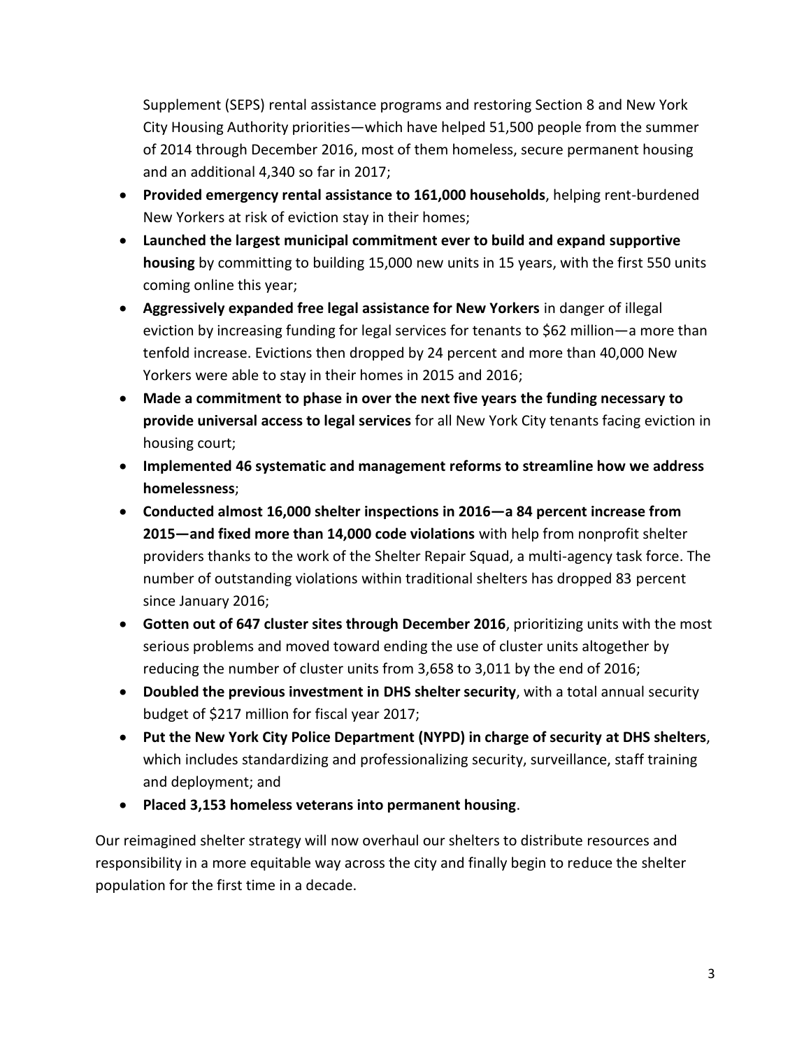Supplement (SEPS) rental assistance programs and restoring Section 8 and New York City Housing Authority priorities—which have helped 51,500 people from the summer of 2014 through December 2016, most of them homeless, secure permanent housing and an additional 4,340 so far in 2017;

- **Provided emergency rental assistance to 161,000 households**, helping rent-burdened New Yorkers at risk of eviction stay in their homes;
- **Launched the largest municipal commitment ever to build and expand supportive housing** by committing to building 15,000 new units in 15 years, with the first 550 units coming online this year;
- **Aggressively expanded free legal assistance for New Yorkers** in danger of illegal eviction by increasing funding for legal services for tenants to $62 million—a more than tenfold increase. Evictions then dropped by 24 percent and more than 40,000 New Yorkers were able to stay in their homes in 2015 and 2016;
- **Made a commitment to phase in over the next five years the funding necessary to provide universal access to legal services** for all New York City tenants facing eviction in housing court;
- **Implemented 46 systematic and management reforms to streamline how we address homelessness**;
- **Conducted almost 16,000 shelter inspections in 2016—a 84 percent increase from 2015—and fixed more than 14,000 code violations** with help from nonprofit shelter providers thanks to the work of the Shelter Repair Squad, a multi-agency task force. The number of outstanding violations within traditional shelters has dropped 83 percent since January 2016;
- **Gotten out of 647 cluster sites through December 2016**, prioritizing units with the most serious problems and moved toward ending the use of cluster units altogether by reducing the number of cluster units from 3,658 to 3,011 by the end of 2016;
- **Doubled the previous investment in DHS shelter security**, with a total annual security budget of $217 million for fiscal year 2017;
- **Put the New York City Police Department (NYPD) in charge of security at DHS shelters**, which includes standardizing and professionalizing security, surveillance, staff training and deployment; and
- **Placed 3,153 homeless veterans into permanent housing**.

Our reimagined shelter strategy will now overhaul our shelters to distribute resources and responsibility in a more equitable way across the city and finally begin to reduce the shelter population for the first time in a decade.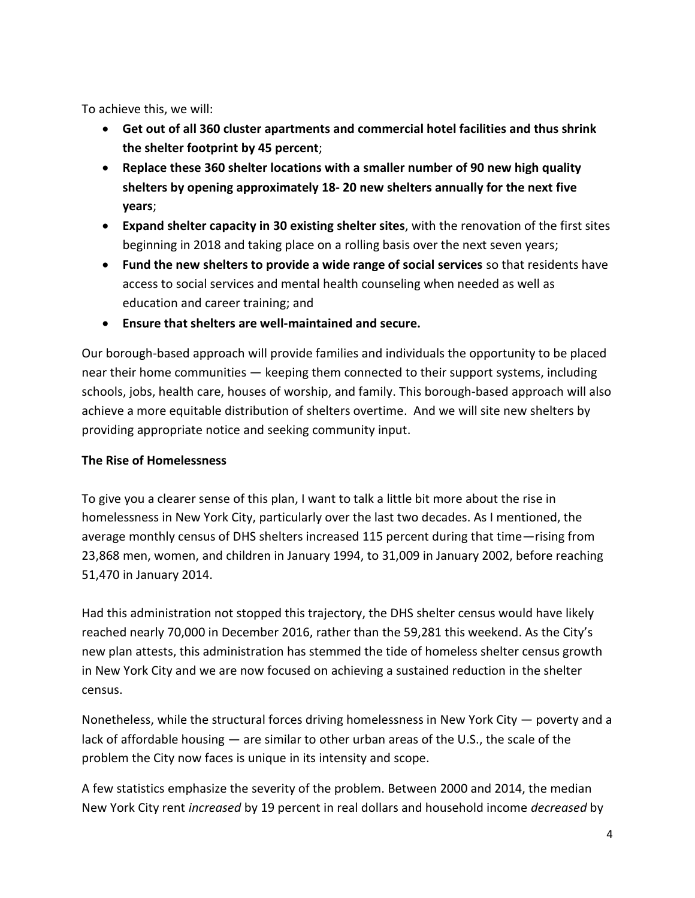To achieve this, we will:

- **Get out of all 360 cluster apartments and commercial hotel facilities and thus shrink the shelter footprint by 45 percent**;
- **Replace these 360 shelter locations with a smaller number of 90 new high quality shelters by opening approximately 18- 20 new shelters annually for the next five years**;
- **Expand shelter capacity in 30 existing shelter sites**, with the renovation of the first sites beginning in 2018 and taking place on a rolling basis over the next seven years;
- **Fund the new shelters to provide a wide range of social services** so that residents have access to social services and mental health counseling when needed as well as education and career training; and
- **Ensure that shelters are well-maintained and secure.**

Our borough-based approach will provide families and individuals the opportunity to be placed near their home communities — keeping them connected to their support systems, including schools, jobs, health care, houses of worship, and family. This borough-based approach will also achieve a more equitable distribution of shelters overtime. And we will site new shelters by providing appropriate notice and seeking community input.

**The Rise of Homelessness**

To give you a clearer sense of this plan, I want to talk a little bit more about the rise in homelessness in New York City, particularly over the last two decades. As I mentioned, the average monthly census of DHS shelters increased 115 percent during that time—rising from 23,868 men, women, and children in January 1994, to 31,009 in January 2002, before reaching 51,470 in January 2014.

Had this administration not stopped this trajectory, the DHS shelter census would have likely reached nearly 70,000 in December 2016, rather than the 59,281 this weekend. As the City's new plan attests, this administration has stemmed the tide of homeless shelter census growth in New York City and we are now focused on achieving a sustained reduction in the shelter census.

Nonetheless, while the structural forces driving homelessness in New York City — poverty and a lack of affordable housing — are similar to other urban areas of the U.S., the scale of the problem the City now faces is unique in its intensity and scope.

A few statistics emphasize the severity of the problem. Between 2000 and 2014, the median New York City rent *increased* by 19 percent in real dollars and household income *decreased* by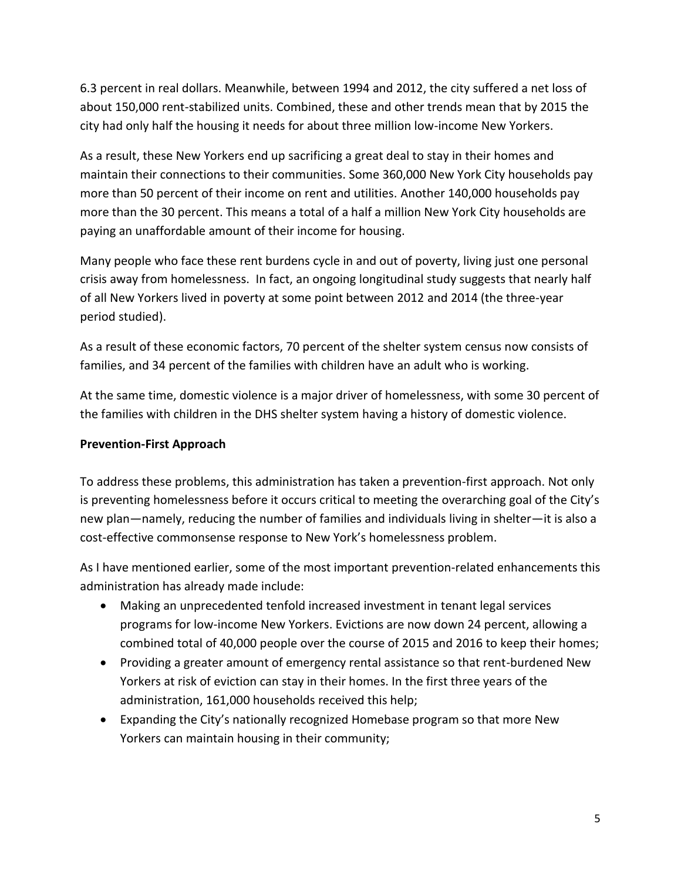6.3 percent in real dollars. Meanwhile, between 1994 and 2012, the city suffered a net loss of about 150,000 rent-stabilized units. Combined, these and other trends mean that by 2015 the city had only half the housing it needs for about three million low-income New Yorkers.

As a result, these New Yorkers end up sacrificing a great deal to stay in their homes and maintain their connections to their communities. Some 360,000 New York City households pay more than 50 percent of their income on rent and utilities. Another 140,000 households pay more than the 30 percent. This means a total of a half a million New York City households are paying an unaffordable amount of their income for housing.

Many people who face these rent burdens cycle in and out of poverty, living just one personal crisis away from homelessness. In fact, an ongoing longitudinal study suggests that nearly half of all New Yorkers lived in poverty at some point between 2012 and 2014 (the three-year period studied).

As a result of these economic factors, 70 percent of the shelter system census now consists of families, and 34 percent of the families with children have an adult who is working.

At the same time, domestic violence is a major driver of homelessness, with some 30 percent of the families with children in the DHS shelter system having a history of domestic violence.

**Prevention-First Approach**

To address these problems, this administration has taken a prevention-first approach. Not only is preventing homelessness before it occurs critical to meeting the overarching goal of the City's new plan—namely, reducing the number of families and individuals living in shelter—it is also a cost-effective commonsense response to New York's homelessness problem.

As I have mentioned earlier, some of the most important prevention-related enhancements this administration has already made include:

- Making an unprecedented tenfold increased investment in tenant legal services programs for low-income New Yorkers. Evictions are now down 24 percent, allowing a combined total of 40,000 people over the course of 2015 and 2016 to keep their homes;
- Providing a greater amount of emergency rental assistance so that rent-burdened New Yorkers at risk of eviction can stay in their homes. In the first three years of the administration, 161,000 households received this help;
- Expanding the City's nationally recognized Homebase program so that more New Yorkers can maintain housing in their community;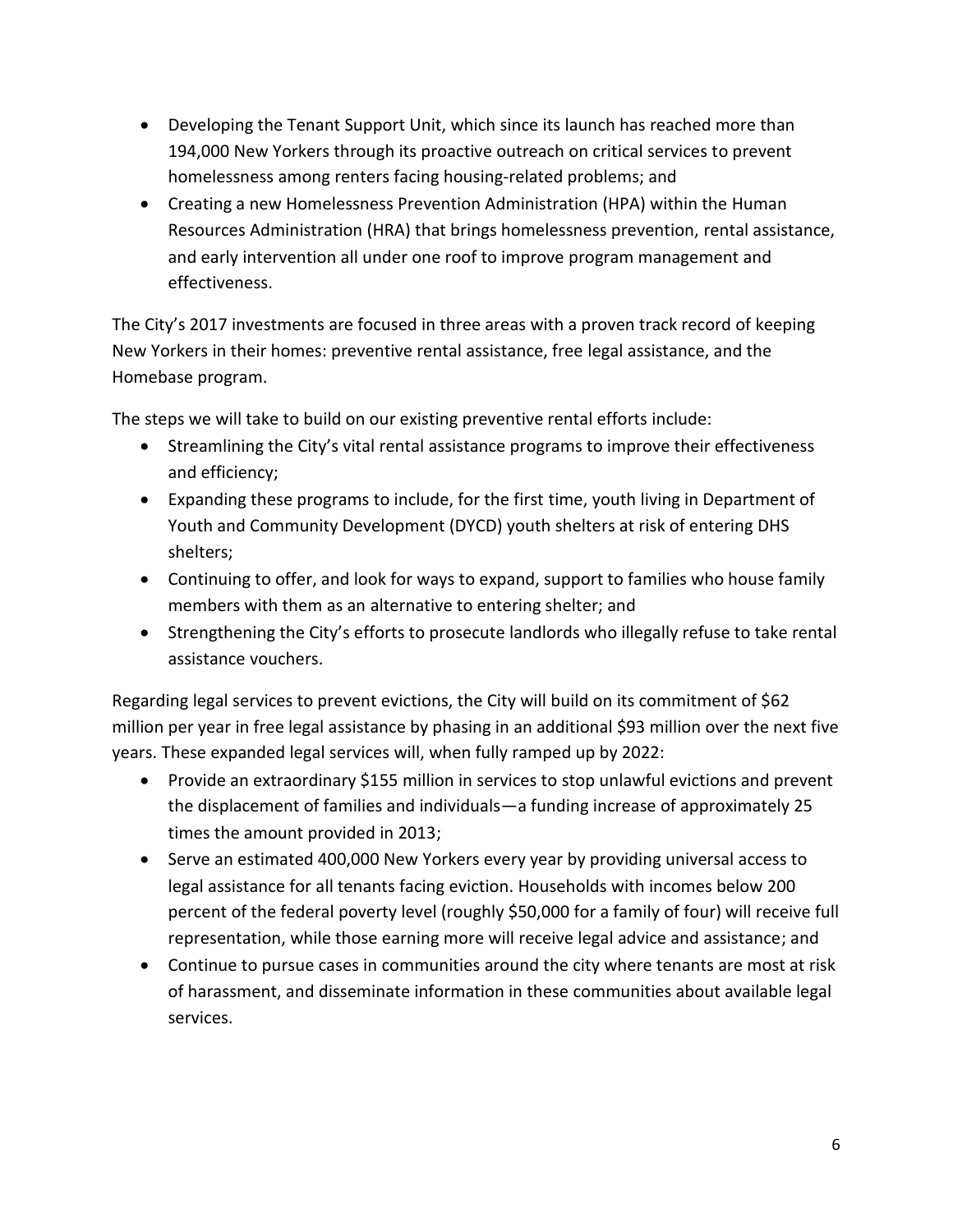- Developing the Tenant Support Unit, which since its launch has reached more than 194,000 New Yorkers through its proactive outreach on critical services to prevent homelessness among renters facing housing-related problems; and
- Creating a new Homelessness Prevention Administration (HPA) within the Human Resources Administration (HRA) that brings homelessness prevention, rental assistance, and early intervention all under one roof to improve program management and effectiveness.

The City's 2017 investments are focused in three areas with a proven track record of keeping New Yorkers in their homes: preventive rental assistance, free legal assistance, and the Homebase program.

The steps we will take to build on our existing preventive rental efforts include:

- Streamlining the City's vital rental assistance programs to improve their effectiveness and efficiency;
- Expanding these programs to include, for the first time, youth living in Department of Youth and Community Development (DYCD) youth shelters at risk of entering DHS shelters;
- Continuing to offer, and look for ways to expand, support to families who house family members with them as an alternative to entering shelter; and
- Strengthening the City's efforts to prosecute landlords who illegally refuse to take rental assistance vouchers.

Regarding legal services to prevent evictions, the City will build on its commitment of $62 million per year in free legal assistance by phasing in an additional $93 million over the next five years. These expanded legal services will, when fully ramped up by 2022:

- Provide an extraordinary $155 million in services to stop unlawful evictions and prevent the displacement of families and individuals—a funding increase of approximately 25 times the amount provided in 2013;
- Serve an estimated 400,000 New Yorkers every year by providing universal access to legal assistance for all tenants facing eviction. Households with incomes below 200 percent of the federal poverty level (roughly $50,000 for a family of four) will receive full representation, while those earning more will receive legal advice and assistance; and
- Continue to pursue cases in communities around the city where tenants are most at risk of harassment, and disseminate information in these communities about available legal services.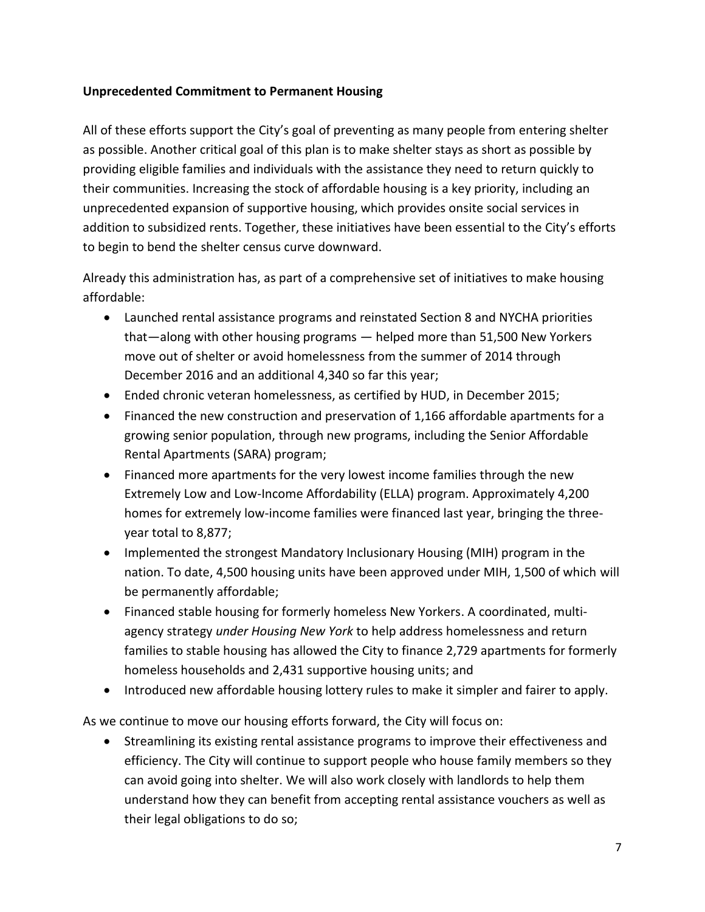**Unprecedented Commitment to Permanent Housing**

All of these efforts support the City's goal of preventing as many people from entering shelter as possible. Another critical goal of this plan is to make shelter stays as short as possible by providing eligible families and individuals with the assistance they need to return quickly to their communities. Increasing the stock of affordable housing is a key priority, including an unprecedented expansion of supportive housing, which provides onsite social services in addition to subsidized rents. Together, these initiatives have been essential to the City's efforts to begin to bend the shelter census curve downward.

Already this administration has, as part of a comprehensive set of initiatives to make housing affordable:

- Launched rental assistance programs and reinstated Section 8 and NYCHA priorities that—along with other housing programs — helped more than 51,500 New Yorkers move out of shelter or avoid homelessness from the summer of 2014 through December 2016 and an additional 4,340 so far this year;
- Ended chronic veteran homelessness, as certified by HUD, in December 2015;
- Financed the new construction and preservation of 1,166 affordable apartments for a growing senior population, through new programs, including the Senior Affordable Rental Apartments (SARA) program;
- Financed more apartments for the very lowest income families through the new Extremely Low and Low-Income Affordability (ELLA) program. Approximately 4,200 homes for extremely low-income families were financed last year, bringing the three-year total to 8,877;
- Implemented the strongest Mandatory Inclusionary Housing (MIH) program in the nation. To date, 4,500 housing units have been approved under MIH, 1,500 of which will be permanently affordable;
- Financed stable housing for formerly homeless New Yorkers. A coordinated, multi-agency strategy *under Housing New York* to help address homelessness and return families to stable housing has allowed the City to finance 2,729 apartments for formerly homeless households and 2,431 supportive housing units; and
- Introduced new affordable housing lottery rules to make it simpler and fairer to apply.

As we continue to move our housing efforts forward, the City will focus on:

- Streamlining its existing rental assistance programs to improve their effectiveness and efficiency. The City will continue to support people who house family members so they can avoid going into shelter. We will also work closely with landlords to help them understand how they can benefit from accepting rental assistance vouchers as well as their legal obligations to do so;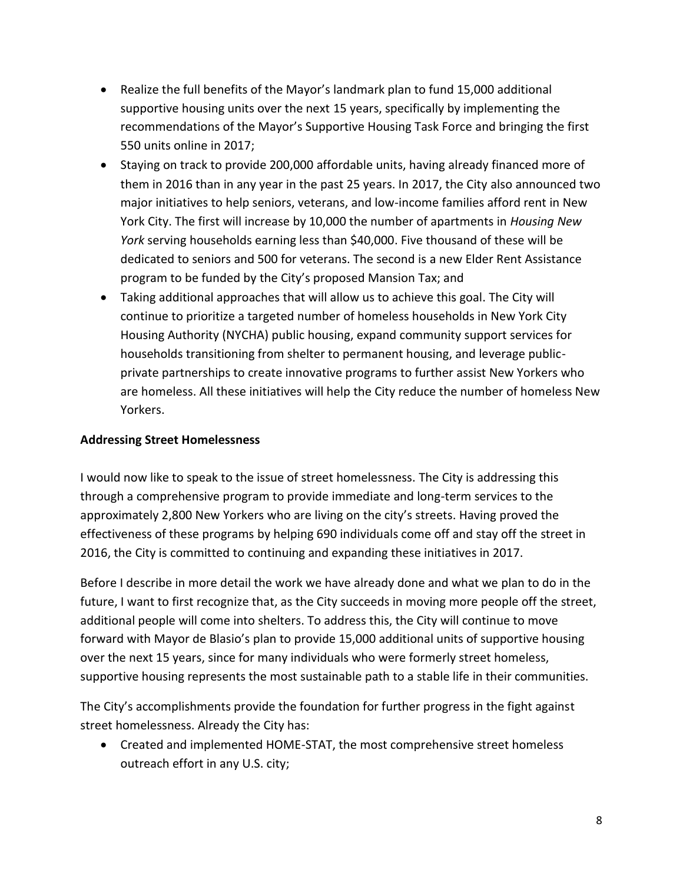- Realize the full benefits of the Mayor's landmark plan to fund 15,000 additional supportive housing units over the next 15 years, specifically by implementing the recommendations of the Mayor's Supportive Housing Task Force and bringing the first 550 units online in 2017;
- Staying on track to provide 200,000 affordable units, having already financed more of them in 2016 than in any year in the past 25 years. In 2017, the City also announced two major initiatives to help seniors, veterans, and low-income families afford rent in New York City. The first will increase by 10,000 the number of apartments in *Housing New York* serving households earning less than $40,000. Five thousand of these will be dedicated to seniors and 500 for veterans. The second is a new Elder Rent Assistance program to be funded by the City's proposed Mansion Tax; and
- Taking additional approaches that will allow us to achieve this goal. The City will continue to prioritize a targeted number of homeless households in New York City Housing Authority (NYCHA) public housing, expand community support services for households transitioning from shelter to permanent housing, and leverage public-private partnerships to create innovative programs to further assist New Yorkers who are homeless. All these initiatives will help the City reduce the number of homeless New Yorkers.

**Addressing Street Homelessness**

I would now like to speak to the issue of street homelessness. The City is addressing this through a comprehensive program to provide immediate and long-term services to the approximately 2,800 New Yorkers who are living on the city's streets. Having proved the effectiveness of these programs by helping 690 individuals come off and stay off the street in 2016, the City is committed to continuing and expanding these initiatives in 2017.

Before I describe in more detail the work we have already done and what we plan to do in the future, I want to first recognize that, as the City succeeds in moving more people off the street, additional people will come into shelters. To address this, the City will continue to move forward with Mayor de Blasio's plan to provide 15,000 additional units of supportive housing over the next 15 years, since for many individuals who were formerly street homeless, supportive housing represents the most sustainable path to a stable life in their communities.

The City's accomplishments provide the foundation for further progress in the fight against street homelessness. Already the City has:

- Created and implemented HOME-STAT, the most comprehensive street homeless outreach effort in any U.S. city;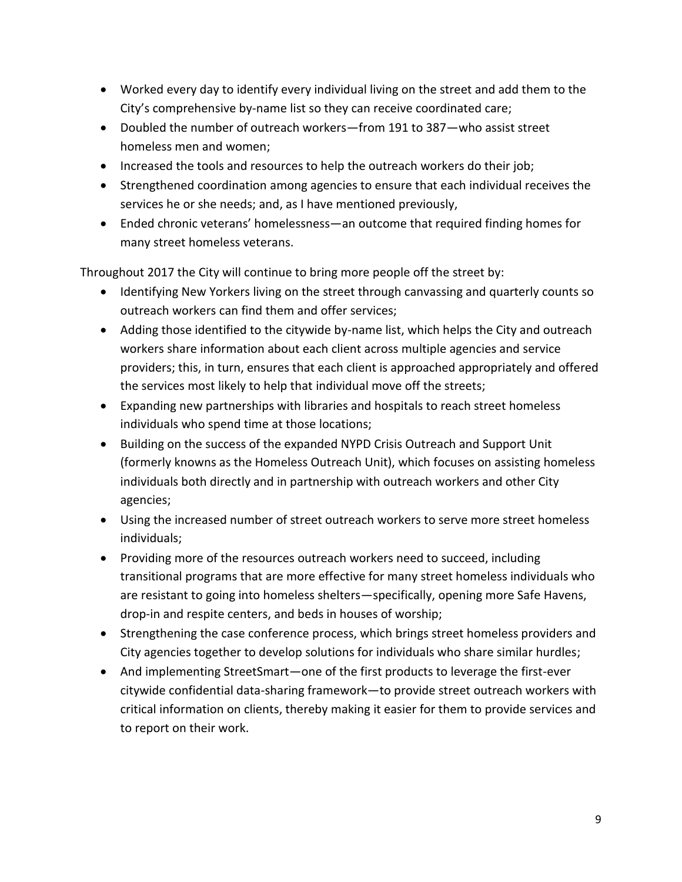- Worked every day to identify every individual living on the street and add them to the City's comprehensive by-name list so they can receive coordinated care;
- Doubled the number of outreach workers—from 191 to 387—who assist street homeless men and women;
- Increased the tools and resources to help the outreach workers do their job;
- Strengthened coordination among agencies to ensure that each individual receives the services he or she needs; and, as I have mentioned previously,
- Ended chronic veterans' homelessness—an outcome that required finding homes for many street homeless veterans.

Throughout 2017 the City will continue to bring more people off the street by:

- Identifying New Yorkers living on the street through canvassing and quarterly counts so outreach workers can find them and offer services;
- Adding those identified to the citywide by-name list, which helps the City and outreach workers share information about each client across multiple agencies and service providers; this, in turn, ensures that each client is approached appropriately and offered the services most likely to help that individual move off the streets;
- Expanding new partnerships with libraries and hospitals to reach street homeless individuals who spend time at those locations;
- Building on the success of the expanded NYPD Crisis Outreach and Support Unit (formerly knowns as the Homeless Outreach Unit), which focuses on assisting homeless individuals both directly and in partnership with outreach workers and other City agencies;
- Using the increased number of street outreach workers to serve more street homeless individuals;
- Providing more of the resources outreach workers need to succeed, including transitional programs that are more effective for many street homeless individuals who are resistant to going into homeless shelters—specifically, opening more Safe Havens, drop-in and respite centers, and beds in houses of worship;
- Strengthening the case conference process, which brings street homeless providers and City agencies together to develop solutions for individuals who share similar hurdles;
- And implementing StreetSmart—one of the first products to leverage the first-ever citywide confidential data-sharing framework—to provide street outreach workers with critical information on clients, thereby making it easier for them to provide services and to report on their work.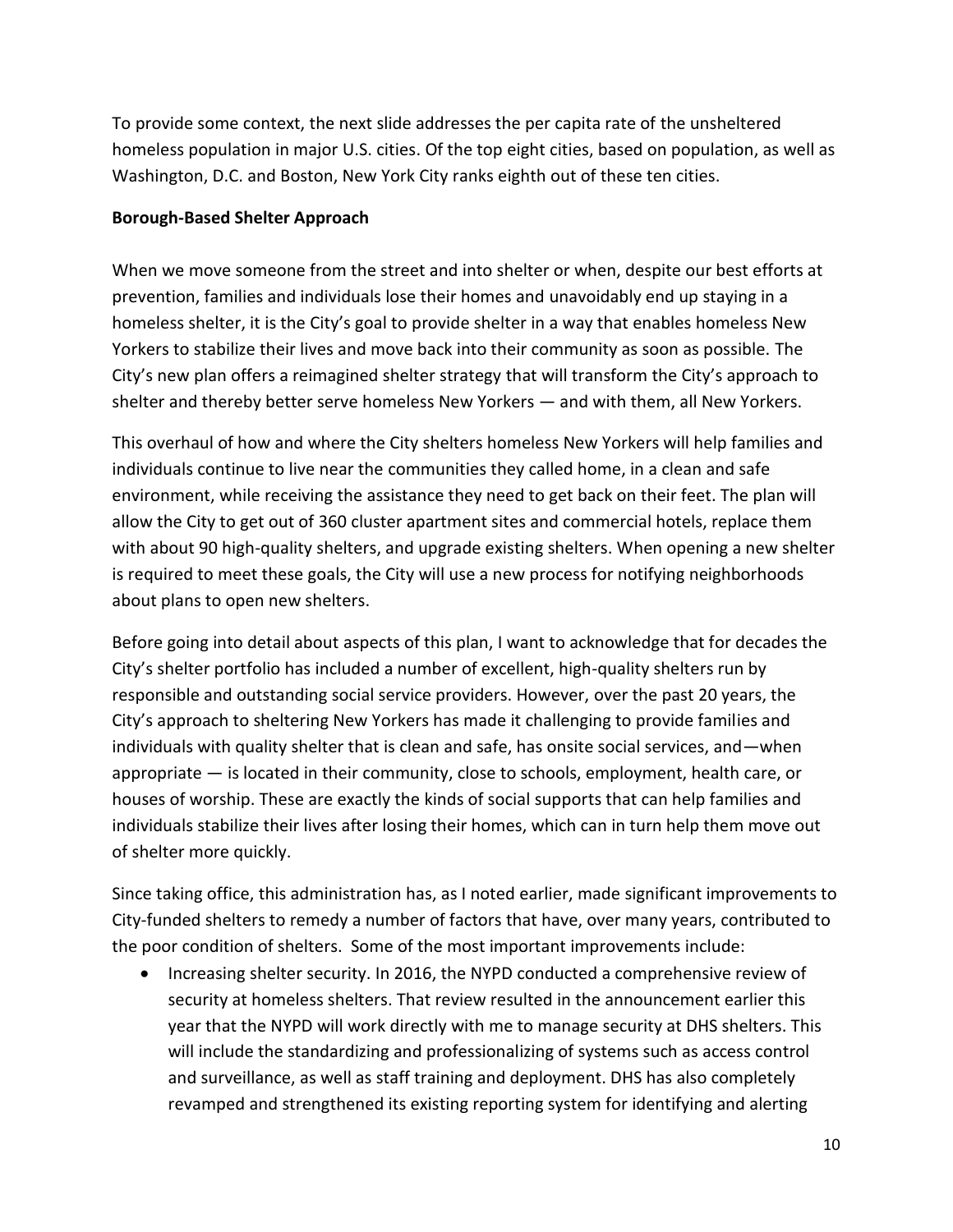To provide some context, the next slide addresses the per capita rate of the unsheltered homeless population in major U.S. cities. Of the top eight cities, based on population, as well as Washington, D.C. and Boston, New York City ranks eighth out of these ten cities.

**Borough-Based Shelter Approach**

When we move someone from the street and into shelter or when, despite our best efforts at prevention, families and individuals lose their homes and unavoidably end up staying in a homeless shelter, it is the City's goal to provide shelter in a way that enables homeless New Yorkers to stabilize their lives and move back into their community as soon as possible. The City's new plan offers a reimagined shelter strategy that will transform the City's approach to shelter and thereby better serve homeless New Yorkers — and with them, all New Yorkers.

This overhaul of how and where the City shelters homeless New Yorkers will help families and individuals continue to live near the communities they called home, in a clean and safe environment, while receiving the assistance they need to get back on their feet. The plan will allow the City to get out of 360 cluster apartment sites and commercial hotels, replace them with about 90 high-quality shelters, and upgrade existing shelters. When opening a new shelter is required to meet these goals, the City will use a new process for notifying neighborhoods about plans to open new shelters.

Before going into detail about aspects of this plan, I want to acknowledge that for decades the City's shelter portfolio has included a number of excellent, high-quality shelters run by responsible and outstanding social service providers. However, over the past 20 years, the City's approach to sheltering New Yorkers has made it challenging to provide families and individuals with quality shelter that is clean and safe, has onsite social services, and—when appropriate — is located in their community, close to schools, employment, health care, or houses of worship. These are exactly the kinds of social supports that can help families and individuals stabilize their lives after losing their homes, which can in turn help them move out of shelter more quickly.

Since taking office, this administration has, as I noted earlier, made significant improvements to City-funded shelters to remedy a number of factors that have, over many years, contributed to the poor condition of shelters. Some of the most important improvements include:

- Increasing shelter security. In 2016, the NYPD conducted a comprehensive review of security at homeless shelters. That review resulted in the announcement earlier this year that the NYPD will work directly with me to manage security at DHS shelters. This will include the standardizing and professionalizing of systems such as access control and surveillance, as well as staff training and deployment. DHS has also completely revamped and strengthened its existing reporting system for identifying and alerting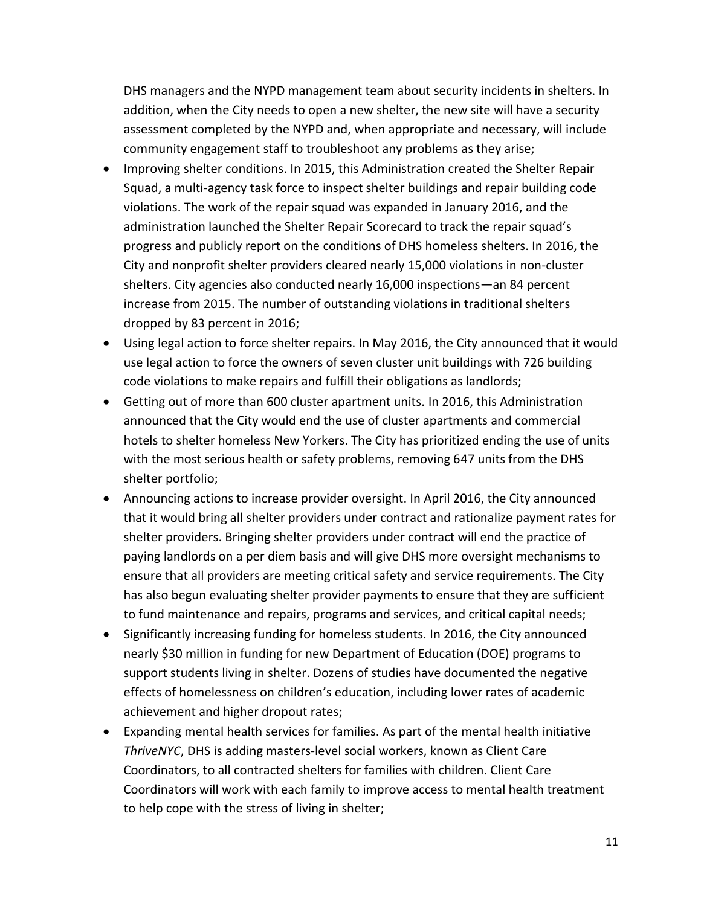DHS managers and the NYPD management team about security incidents in shelters. In addition, when the City needs to open a new shelter, the new site will have a security assessment completed by the NYPD and, when appropriate and necessary, will include community engagement staff to troubleshoot any problems as they arise;

- Improving shelter conditions. In 2015, this Administration created the Shelter Repair Squad, a multi-agency task force to inspect shelter buildings and repair building code violations. The work of the repair squad was expanded in January 2016, and the administration launched the Shelter Repair Scorecard to track the repair squad's progress and publicly report on the conditions of DHS homeless shelters. In 2016, the City and nonprofit shelter providers cleared nearly 15,000 violations in non-cluster shelters. City agencies also conducted nearly 16,000 inspections—an 84 percent increase from 2015. The number of outstanding violations in traditional shelters dropped by 83 percent in 2016;
- Using legal action to force shelter repairs. In May 2016, the City announced that it would use legal action to force the owners of seven cluster unit buildings with 726 building code violations to make repairs and fulfill their obligations as landlords;
- Getting out of more than 600 cluster apartment units. In 2016, this Administration announced that the City would end the use of cluster apartments and commercial hotels to shelter homeless New Yorkers. The City has prioritized ending the use of units with the most serious health or safety problems, removing 647 units from the DHS shelter portfolio;
- Announcing actions to increase provider oversight. In April 2016, the City announced that it would bring all shelter providers under contract and rationalize payment rates for shelter providers. Bringing shelter providers under contract will end the practice of paying landlords on a per diem basis and will give DHS more oversight mechanisms to ensure that all providers are meeting critical safety and service requirements. The City has also begun evaluating shelter provider payments to ensure that they are sufficient to fund maintenance and repairs, programs and services, and critical capital needs;
- Significantly increasing funding for homeless students. In 2016, the City announced nearly $30 million in funding for new Department of Education (DOE) programs to support students living in shelter. Dozens of studies have documented the negative effects of homelessness on children's education, including lower rates of academic achievement and higher dropout rates;
- Expanding mental health services for families. As part of the mental health initiative *ThriveNYC*, DHS is adding masters-level social workers, known as Client Care Coordinators, to all contracted shelters for families with children. Client Care Coordinators will work with each family to improve access to mental health treatment to help cope with the stress of living in shelter;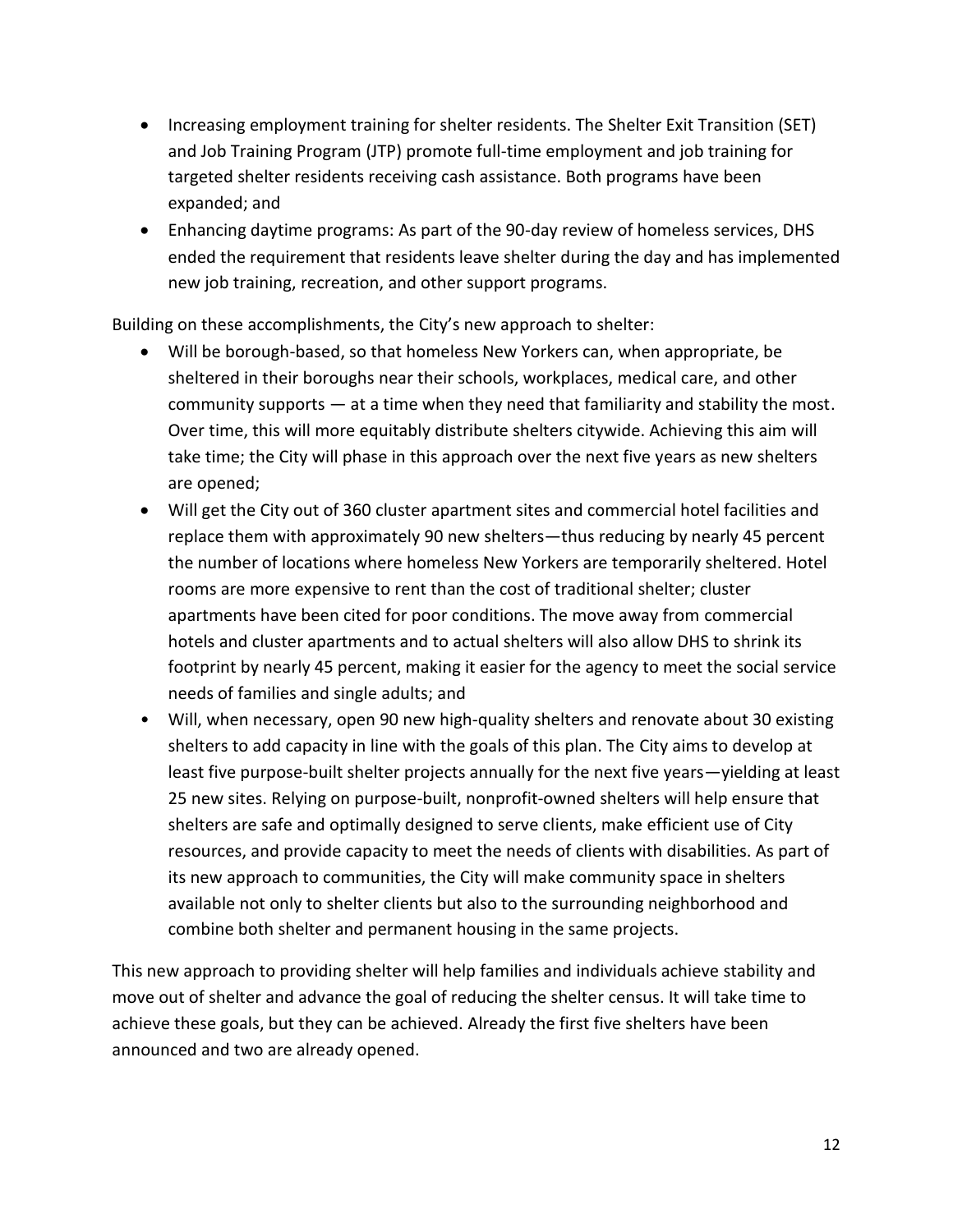- Increasing employment training for shelter residents. The Shelter Exit Transition (SET) and Job Training Program (JTP) promote full-time employment and job training for targeted shelter residents receiving cash assistance. Both programs have been expanded; and
- Enhancing daytime programs: As part of the 90-day review of homeless services, DHS ended the requirement that residents leave shelter during the day and has implemented new job training, recreation, and other support programs.

Building on these accomplishments, the City's new approach to shelter:

- Will be borough-based, so that homeless New Yorkers can, when appropriate, be sheltered in their boroughs near their schools, workplaces, medical care, and other community supports — at a time when they need that familiarity and stability the most. Over time, this will more equitably distribute shelters citywide. Achieving this aim will take time; the City will phase in this approach over the next five years as new shelters are opened;
- Will get the City out of 360 cluster apartment sites and commercial hotel facilities and replace them with approximately 90 new shelters—thus reducing by nearly 45 percent the number of locations where homeless New Yorkers are temporarily sheltered. Hotel rooms are more expensive to rent than the cost of traditional shelter; cluster apartments have been cited for poor conditions. The move away from commercial hotels and cluster apartments and to actual shelters will also allow DHS to shrink its footprint by nearly 45 percent, making it easier for the agency to meet the social service needs of families and single adults; and
- Will, when necessary, open 90 new high-quality shelters and renovate about 30 existing shelters to add capacity in line with the goals of this plan. The City aims to develop at least five purpose-built shelter projects annually for the next five years—yielding at least 25 new sites. Relying on purpose-built, nonprofit-owned shelters will help ensure that shelters are safe and optimally designed to serve clients, make efficient use of City resources, and provide capacity to meet the needs of clients with disabilities. As part of its new approach to communities, the City will make community space in shelters available not only to shelter clients but also to the surrounding neighborhood and combine both shelter and permanent housing in the same projects.

This new approach to providing shelter will help families and individuals achieve stability and move out of shelter and advance the goal of reducing the shelter census. It will take time to achieve these goals, but they can be achieved. Already the first five shelters have been announced and two are already opened.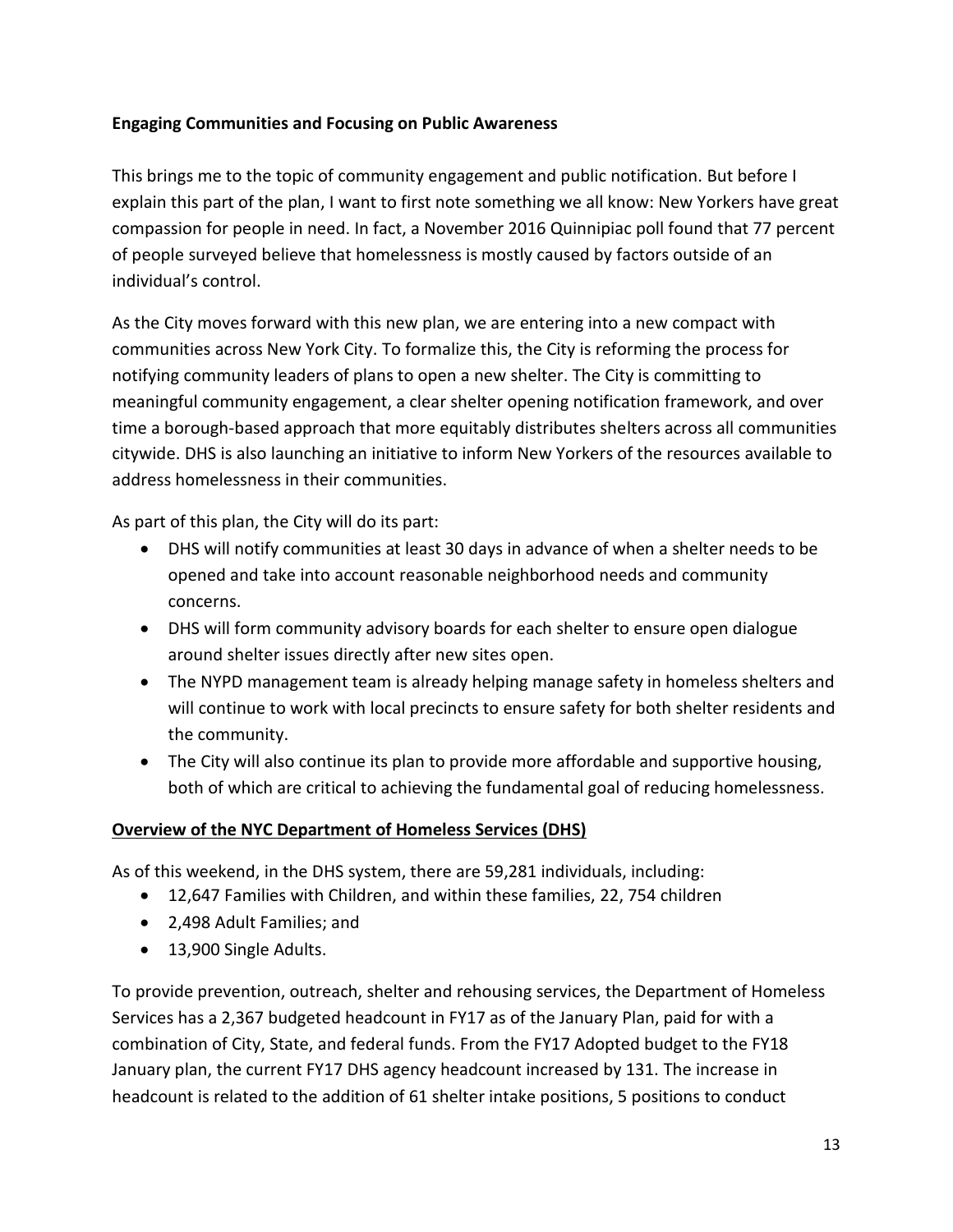**Engaging Communities and Focusing on Public Awareness**

This brings me to the topic of community engagement and public notification. But before I explain this part of the plan, I want to first note something we all know: New Yorkers have great compassion for people in need. In fact, a November 2016 Quinnipiac poll found that 77 percent of people surveyed believe that homelessness is mostly caused by factors outside of an individual's control.

As the City moves forward with this new plan, we are entering into a new compact with communities across New York City. To formalize this, the City is reforming the process for notifying community leaders of plans to open a new shelter. The City is committing to meaningful community engagement, a clear shelter opening notification framework, and over time a borough-based approach that more equitably distributes shelters across all communities citywide. DHS is also launching an initiative to inform New Yorkers of the resources available to address homelessness in their communities.

As part of this plan, the City will do its part:

- DHS will notify communities at least 30 days in advance of when a shelter needs to be opened and take into account reasonable neighborhood needs and community concerns.
- DHS will form community advisory boards for each shelter to ensure open dialogue around shelter issues directly after new sites open.
- The NYPD management team is already helping manage safety in homeless shelters and will continue to work with local precincts to ensure safety for both shelter residents and the community.
- The City will also continue its plan to provide more affordable and supportive housing, both of which are critical to achieving the fundamental goal of reducing homelessness.

**<u>Overview of the NYC Department of Homeless Services (DHS)</u>**

As of this weekend, in the DHS system, there are 59,281 individuals, including:

- 12,647 Families with Children, and within these families, 22, 754 children
- 2,498 Adult Families; and
- 13,900 Single Adults.

To provide prevention, outreach, shelter and rehousing services, the Department of Homeless Services has a 2,367 budgeted headcount in FY17 as of the January Plan, paid for with a combination of City, State, and federal funds. From the FY17 Adopted budget to the FY18 January plan, the current FY17 DHS agency headcount increased by 131. The increase in headcount is related to the addition of 61 shelter intake positions, 5 positions to conduct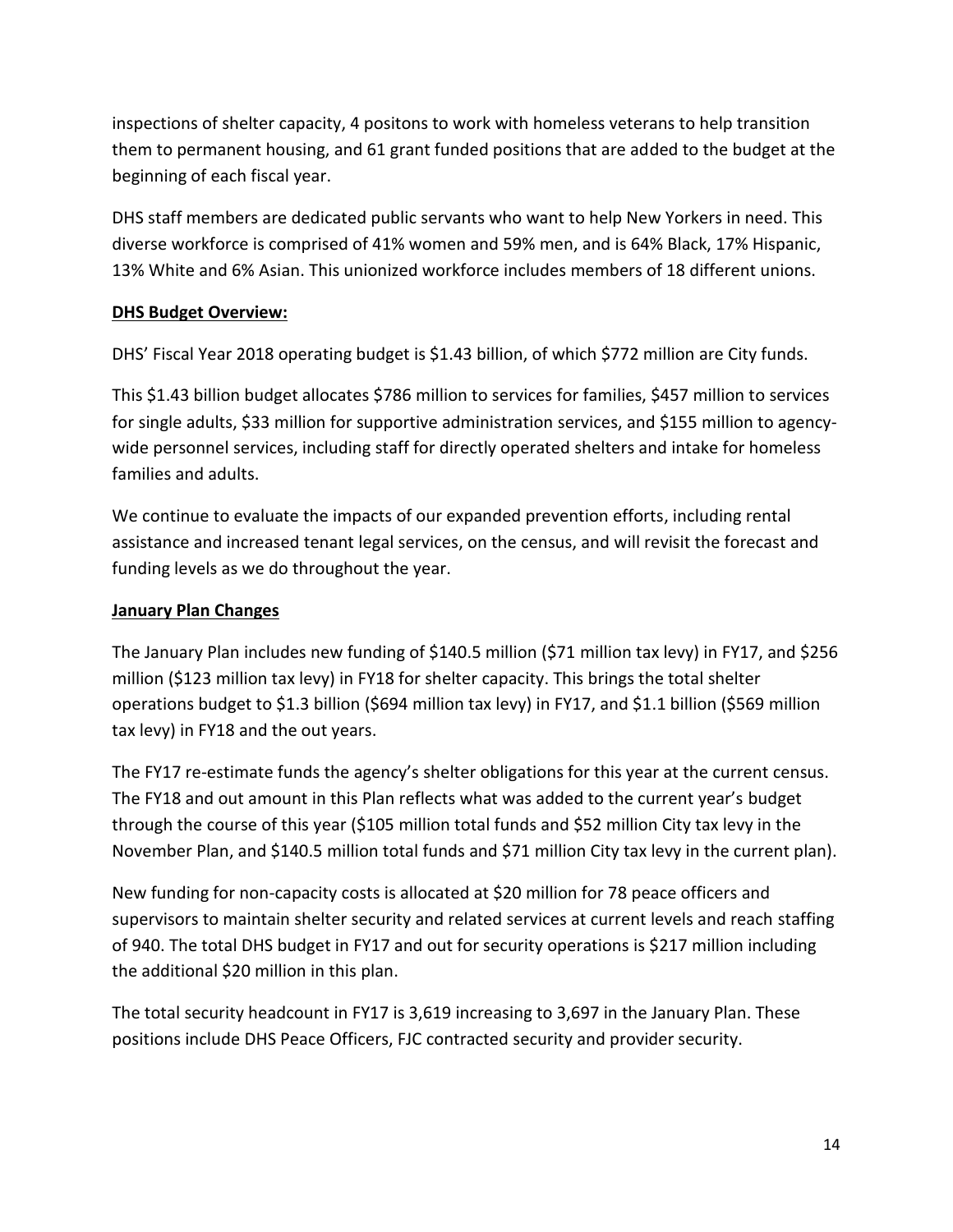inspections of shelter capacity, 4 positons to work with homeless veterans to help transition them to permanent housing, and 61 grant funded positions that are added to the budget at the beginning of each fiscal year.

DHS staff members are dedicated public servants who want to help New Yorkers in need. This diverse workforce is comprised of 41% women and 59% men, and is 64% Black, 17% Hispanic, 13% White and 6% Asian. This unionized workforce includes members of 18 different unions.

**DHS Budget Overview:**

DHS' Fiscal Year 2018 operating budget is $1.43 billion, of which $772 million are City funds.

This $1.43 billion budget allocates $786 million to services for families, $457 million to services for single adults, $33 million for supportive administration services, and $155 million to agency-wide personnel services, including staff for directly operated shelters and intake for homeless families and adults.

We continue to evaluate the impacts of our expanded prevention efforts, including rental assistance and increased tenant legal services, on the census, and will revisit the forecast and funding levels as we do throughout the year.

**January Plan Changes**

The January Plan includes new funding of $140.5 million ($71 million tax levy) in FY17, and $256 million ($123 million tax levy) in FY18 for shelter capacity. This brings the total shelter operations budget to $1.3 billion ($694 million tax levy) in FY17, and $1.1 billion ($569 million tax levy) in FY18 and the out years.

The FY17 re-estimate funds the agency's shelter obligations for this year at the current census. The FY18 and out amount in this Plan reflects what was added to the current year's budget through the course of this year ($105 million total funds and $52 million City tax levy in the November Plan, and $140.5 million total funds and $71 million City tax levy in the current plan).

New funding for non-capacity costs is allocated at $20 million for 78 peace officers and supervisors to maintain shelter security and related services at current levels and reach staffing of 940. The total DHS budget in FY17 and out for security operations is $217 million including the additional $20 million in this plan.

The total security headcount in FY17 is 3,619 increasing to 3,697 in the January Plan. These positions include DHS Peace Officers, FJC contracted security and provider security.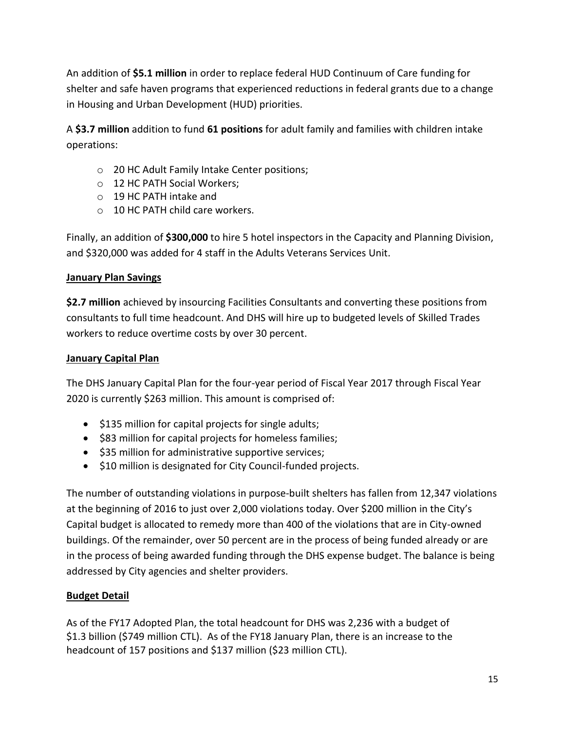An addition of **$5.1 million** in order to replace federal HUD Continuum of Care funding for shelter and safe haven programs that experienced reductions in federal grants due to a change in Housing and Urban Development (HUD) priorities.

A **$3.7 million** addition to fund **61 positions** for adult family and families with children intake operations:

- 20 HC Adult Family Intake Center positions;
- 12 HC PATH Social Workers;
- 19 HC PATH intake and
- 10 HC PATH child care workers.

Finally, an addition of **$300,000** to hire 5 hotel inspectors in the Capacity and Planning Division, and $320,000 was added for 4 staff in the Adults Veterans Services Unit.

**January Plan Savings**

**$2.7 million** achieved by insourcing Facilities Consultants and converting these positions from consultants to full time headcount. And DHS will hire up to budgeted levels of Skilled Trades workers to reduce overtime costs by over 30 percent.

**January Capital Plan**

The DHS January Capital Plan for the four-year period of Fiscal Year 2017 through Fiscal Year 2020 is currently $263 million. This amount is comprised of:

- $135 million for capital projects for single adults;
- $83 million for capital projects for homeless families;
- $35 million for administrative supportive services;
- $10 million is designated for City Council-funded projects.

The number of outstanding violations in purpose-built shelters has fallen from 12,347 violations at the beginning of 2016 to just over 2,000 violations today. Over $200 million in the City's Capital budget is allocated to remedy more than 400 of the violations that are in City-owned buildings. Of the remainder, over 50 percent are in the process of being funded already or are in the process of being awarded funding through the DHS expense budget. The balance is being addressed by City agencies and shelter providers.

**Budget Detail**

As of the FY17 Adopted Plan, the total headcount for DHS was 2,236 with a budget of $1.3 billion ($749 million CTL). As of the FY18 January Plan, there is an increase to the headcount of 157 positions and $137 million ($23 million CTL).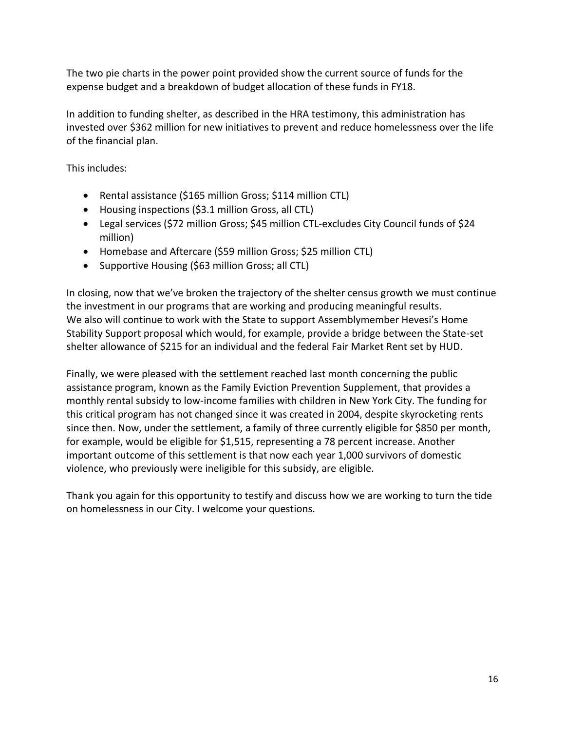The two pie charts in the power point provided show the current source of funds for the expense budget and a breakdown of budget allocation of these funds in FY18.

In addition to funding shelter, as described in the HRA testimony, this administration has invested over $362 million for new initiatives to prevent and reduce homelessness over the life of the financial plan.

This includes:

- Rental assistance ($165 million Gross; $114 million CTL)
- Housing inspections ($3.1 million Gross, all CTL)
- Legal services ($72 million Gross; $45 million CTL-excludes City Council funds of $24 million)
- Homebase and Aftercare ($59 million Gross; $25 million CTL)
- Supportive Housing ($63 million Gross; all CTL)

In closing, now that we've broken the trajectory of the shelter census growth we must continue the investment in our programs that are working and producing meaningful results. We also will continue to work with the State to support Assemblymember Hevesi's Home Stability Support proposal which would, for example, provide a bridge between the State-set shelter allowance of $215 for an individual and the federal Fair Market Rent set by HUD.

Finally, we were pleased with the settlement reached last month concerning the public assistance program, known as the Family Eviction Prevention Supplement, that provides a monthly rental subsidy to low-income families with children in New York City. The funding for this critical program has not changed since it was created in 2004, despite skyrocketing rents since then. Now, under the settlement, a family of three currently eligible for $850 per month, for example, would be eligible for $1,515, representing a 78 percent increase. Another important outcome of this settlement is that now each year 1,000 survivors of domestic violence, who previously were ineligible for this subsidy, are eligible.

Thank you again for this opportunity to testify and discuss how we are working to turn the tide on homelessness in our City. I welcome your questions.